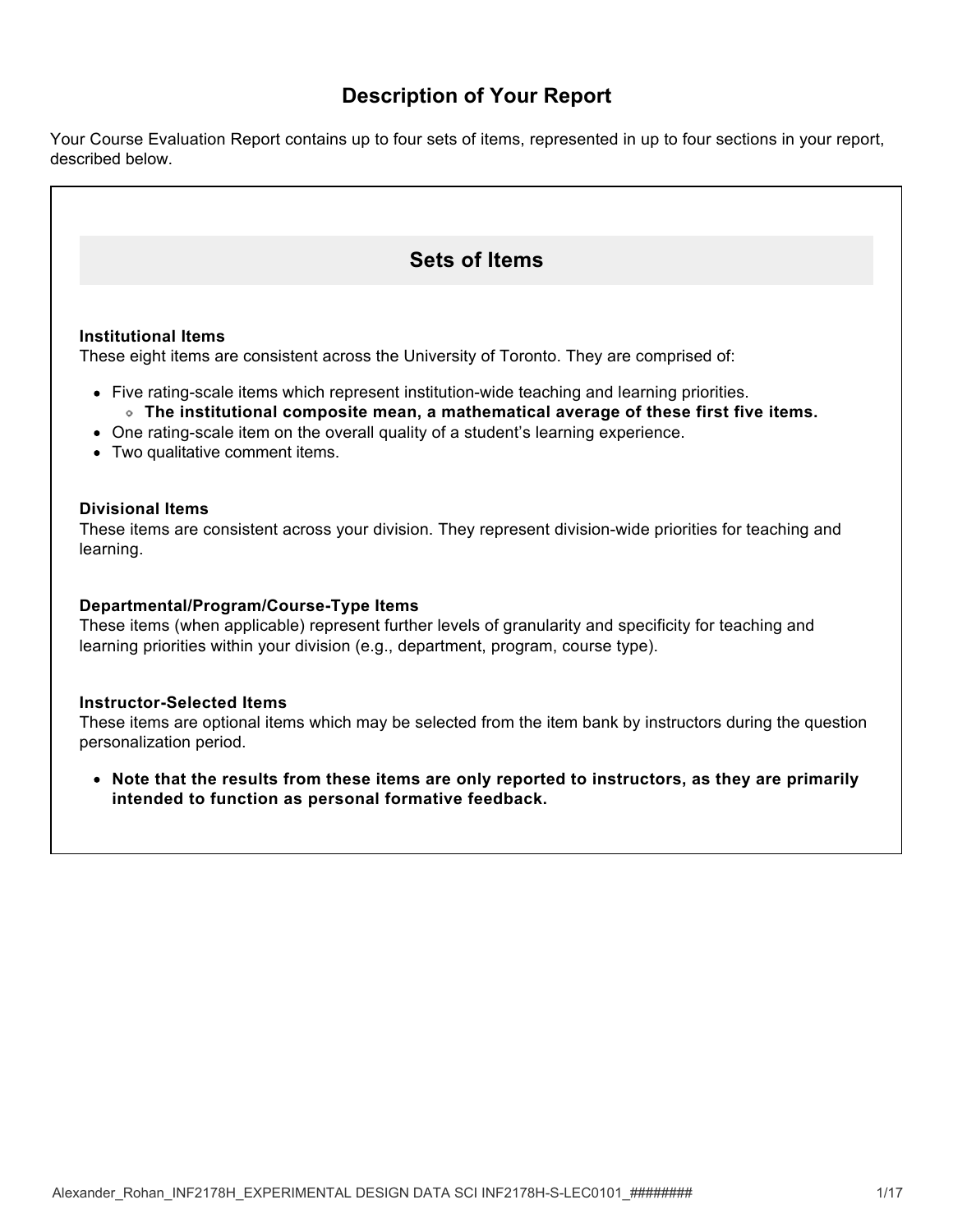# Description of Your Report

Your Course Evaluation Report contains up to four sets of items, represented in up to four sections in your report, described below.

## Sets of Items

**Institutional Items**
These eight items are consistent across the University of Toronto. They are comprised of:

- Five rating-scale items which represent institution-wide teaching and learning priorities.
    - **The institutional composite mean, a mathematical average of these first five items.**
- One rating-scale item on the overall quality of a student's learning experience.
- Two qualitative comment items.

**Divisional Items**
These items are consistent across your division. They represent division-wide priorities for teaching and learning.

**Departmental/Program/Course-Type Items**
These items (when applicable) represent further levels of granularity and specificity for teaching and learning priorities within your division (e.g., department, program, course type).

**Instructor-Selected Items**
These items are optional items which may be selected from the item bank by instructors during the question personalization period.

- **Note that the results from these items are only reported to instructors, as they are primarily intended to function as personal formative feedback.**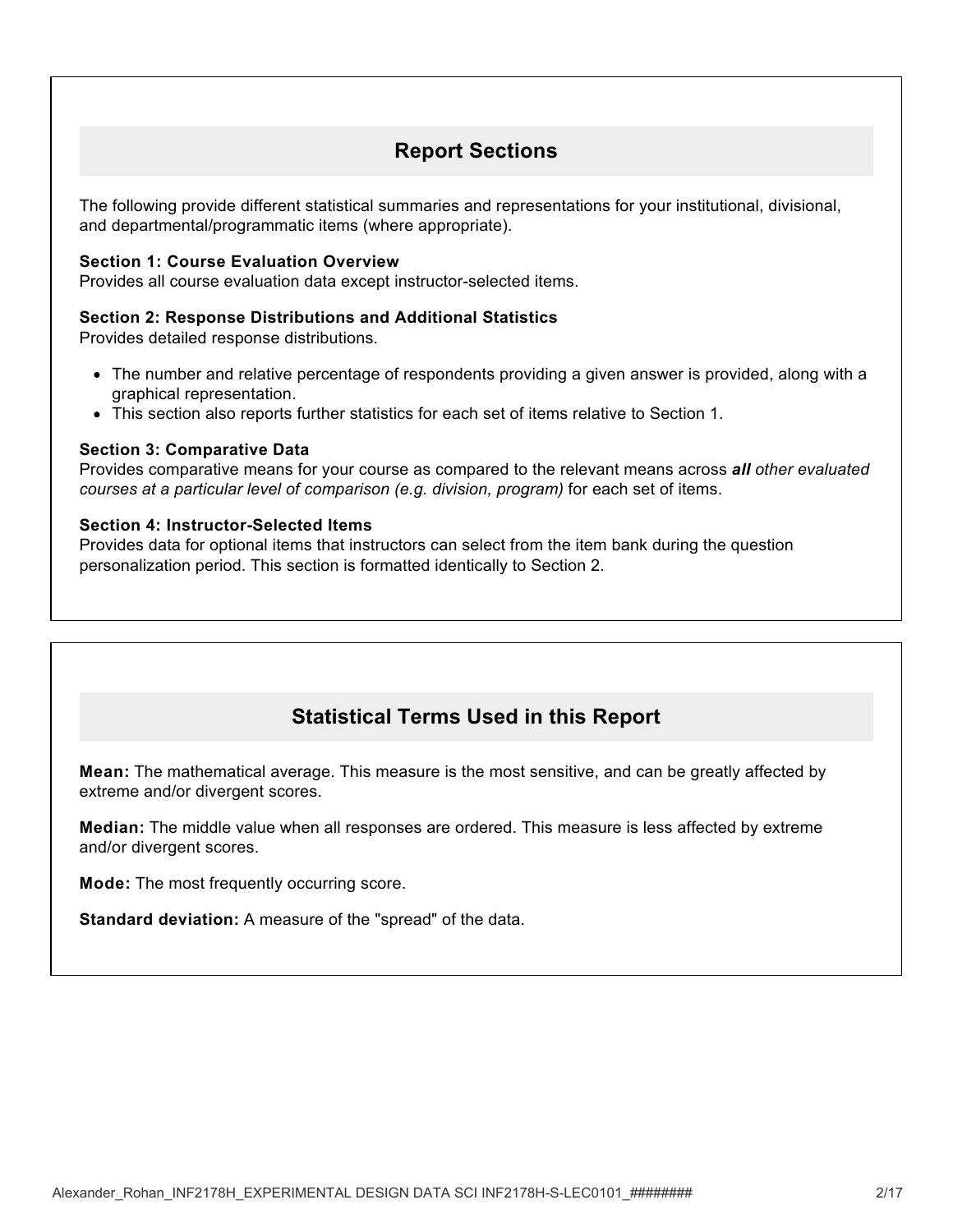## Report Sections

The following provide different statistical summaries and representations for your institutional, divisional, and departmental/programmatic items (where appropriate).

**Section 1: Course Evaluation Overview**
Provides all course evaluation data except instructor-selected items.

**Section 2: Response Distributions and Additional Statistics**
Provides detailed response distributions.

- The number and relative percentage of respondents providing a given answer is provided, along with a graphical representation.
- This section also reports further statistics for each set of items relative to Section 1.

**Section 3: Comparative Data**
Provides comparative means for your course as compared to the relevant means across ***all*** *other evaluated courses at a particular level of comparison (e.g. division, program)* for each set of items.

**Section 4: Instructor-Selected Items**
Provides data for optional items that instructors can select from the item bank during the question personalization period. This section is formatted identically to Section 2.

## Statistical Terms Used in this Report

**Mean:** The mathematical average. This measure is the most sensitive, and can be greatly affected by extreme and/or divergent scores.

**Median:** The middle value when all responses are ordered. This measure is less affected by extreme and/or divergent scores.

**Mode:** The most frequently occurring score.

**Standard deviation:** A measure of the "spread" of the data.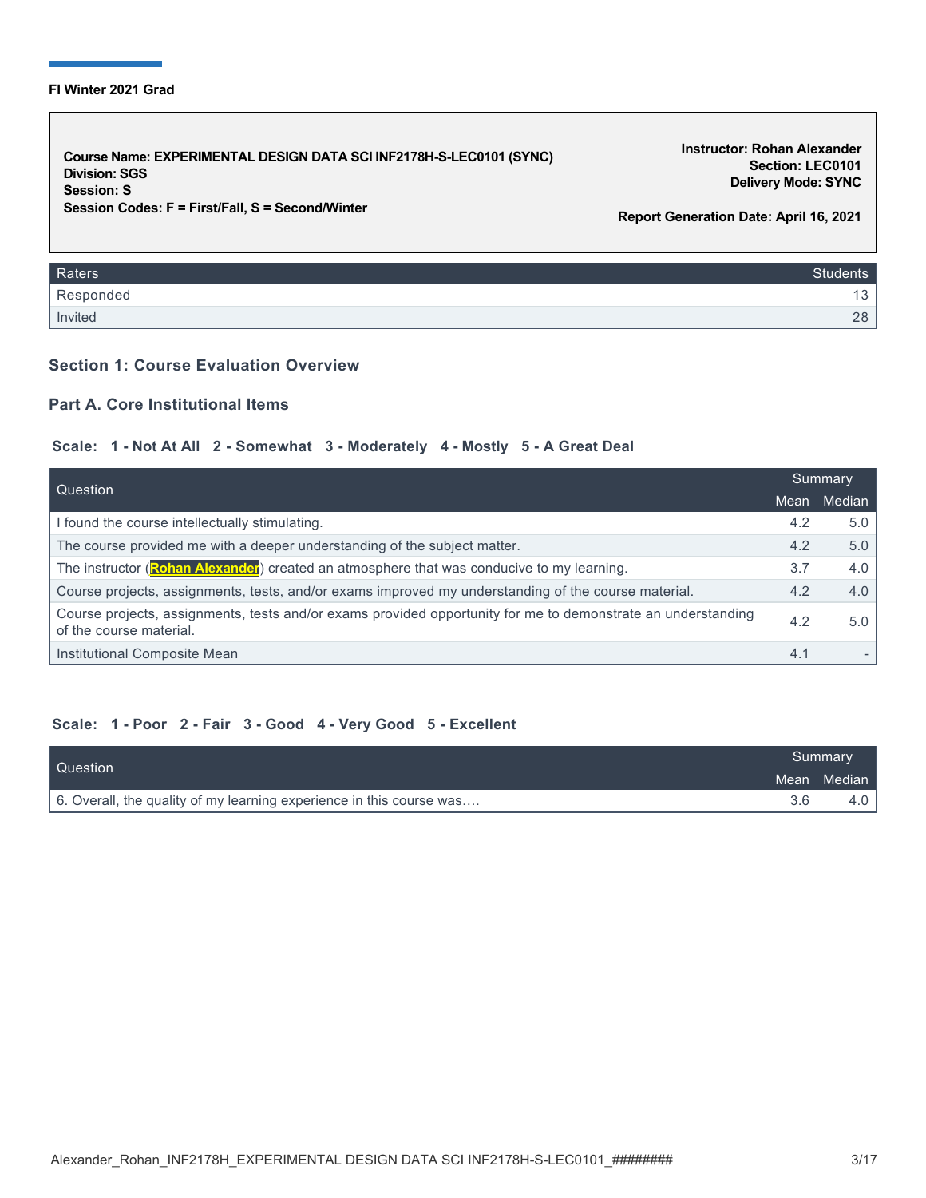**FI Winter 2021 Grad**

**Course Name: EXPERIMENTAL DESIGN DATA SCI INF2178H-S-LEC0101 (SYNC)**
**Division: SGS**
**Session: S**
**Session Codes: F = First/Fall, S = Second/Winter**

**Instructor: Rohan Alexander**
**Section: LEC0101**
**Delivery Mode: SYNC**

**Report Generation Date: April 16, 2021**

| Raters | Students |
|---|---|
| Responded | 13 |
| Invited | 28 |

### Section 1: Course Evaluation Overview

#### Part A. Core Institutional Items

**Scale: 1 - Not At All 2 - Somewhat 3 - Moderately 4 - Mostly 5 - A Great Deal**

| Question | Summary | |
|---|---|---|
| | Mean | Median |
| I found the course intellectually stimulating. | 4.2 | 5.0 |
| The course provided me with a deeper understanding of the subject matter. | 4.2 | 5.0 |
| The instructor (Rohan Alexander) created an atmosphere that was conducive to my learning. | 3.7 | 4.0 |
| Course projects, assignments, tests, and/or exams improved my understanding of the course material. | 4.2 | 4.0 |
| Course projects, assignments, tests and/or exams provided opportunity for me to demonstrate an understanding of the course material. | 4.2 | 5.0 |
| Institutional Composite Mean | 4.1 | - |

**Scale: 1 - Poor 2 - Fair 3 - Good 4 - Very Good 5 - Excellent**

| Question | Summary | |
|---|---|---|
| | Mean | Median |
| 6. Overall, the quality of my learning experience in this course was…. | 3.6 | 4.0 |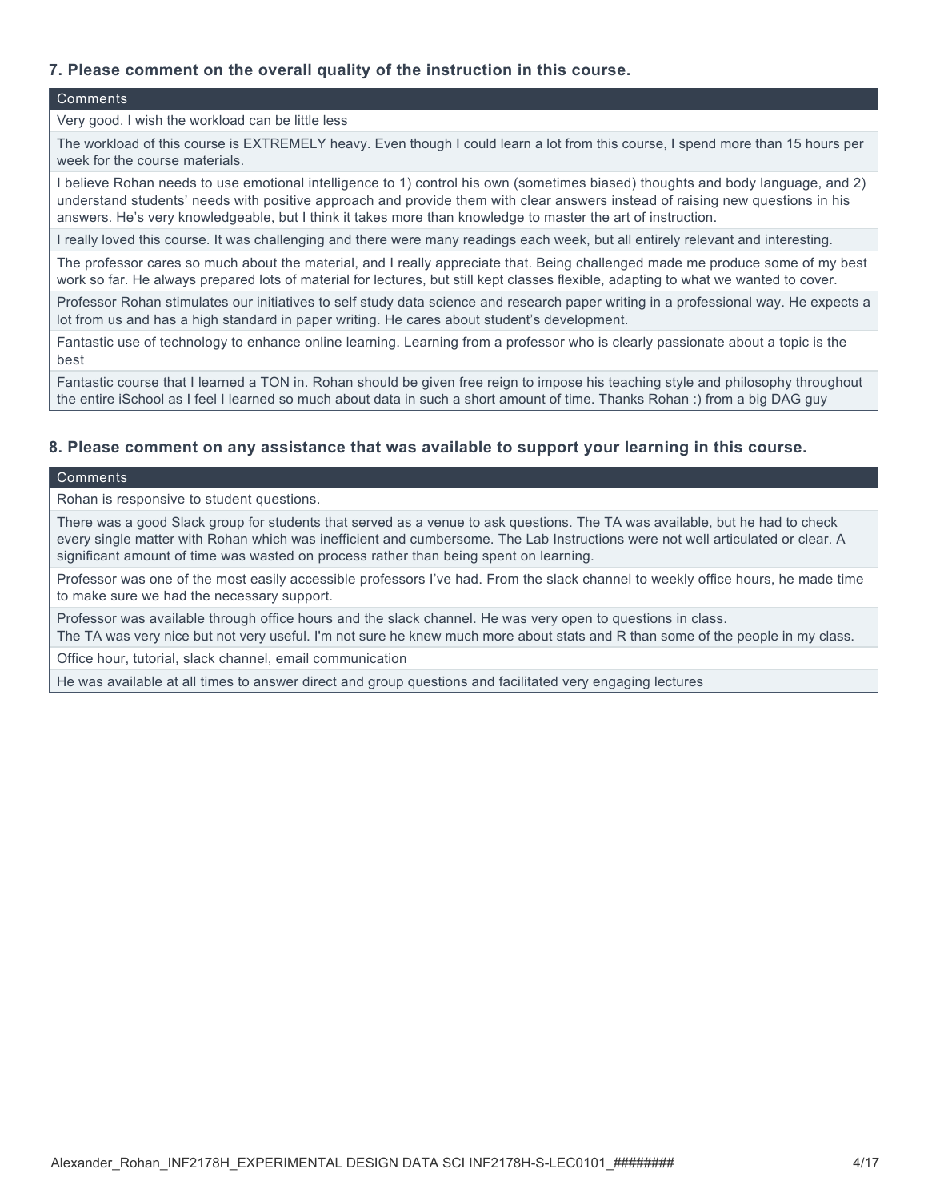### 7. Please comment on the overall quality of the instruction in this course.

| Comments |
|---|
| Very good. I wish the workload can be little less |
| The workload of this course is EXTREMELY heavy. Even though I could learn a lot from this course, I spend more than 15 hours per week for the course materials. |
| I believe Rohan needs to use emotional intelligence to 1) control his own (sometimes biased) thoughts and body language, and 2) understand students' needs with positive approach and provide them with clear answers instead of raising new questions in his answers. He's very knowledgeable, but I think it takes more than knowledge to master the art of instruction. |
| I really loved this course. It was challenging and there were many readings each week, but all entirely relevant and interesting. |
| The professor cares so much about the material, and I really appreciate that. Being challenged made me produce some of my best work so far. He always prepared lots of material for lectures, but still kept classes flexible, adapting to what we wanted to cover. |
| Professor Rohan stimulates our initiatives to self study data science and research paper writing in a professional way. He expects a lot from us and has a high standard in paper writing. He cares about student's development. |
| Fantastic use of technology to enhance online learning. Learning from a professor who is clearly passionate about a topic is the best |
| Fantastic course that I learned a TON in. Rohan should be given free reign to impose his teaching style and philosophy throughout the entire iSchool as I feel I learned so much about data in such a short amount of time. Thanks Rohan :) from a big DAG guy |

### 8. Please comment on any assistance that was available to support your learning in this course.

| Comments |
|---|
| Rohan is responsive to student questions. |
| There was a good Slack group for students that served as a venue to ask questions. The TA was available, but he had to check every single matter with Rohan which was inefficient and cumbersome. The Lab Instructions were not well articulated or clear. A significant amount of time was wasted on process rather than being spent on learning. |
| Professor was one of the most easily accessible professors I've had. From the slack channel to weekly office hours, he made time to make sure we had the necessary support. |
| Professor was available through office hours and the slack channel. He was very open to questions in class. The TA was very nice but not very useful. I'm not sure he knew much more about stats and R than some of the people in my class. |
| Office hour, tutorial, slack channel, email communication |
| He was available at all times to answer direct and group questions and facilitated very engaging lectures |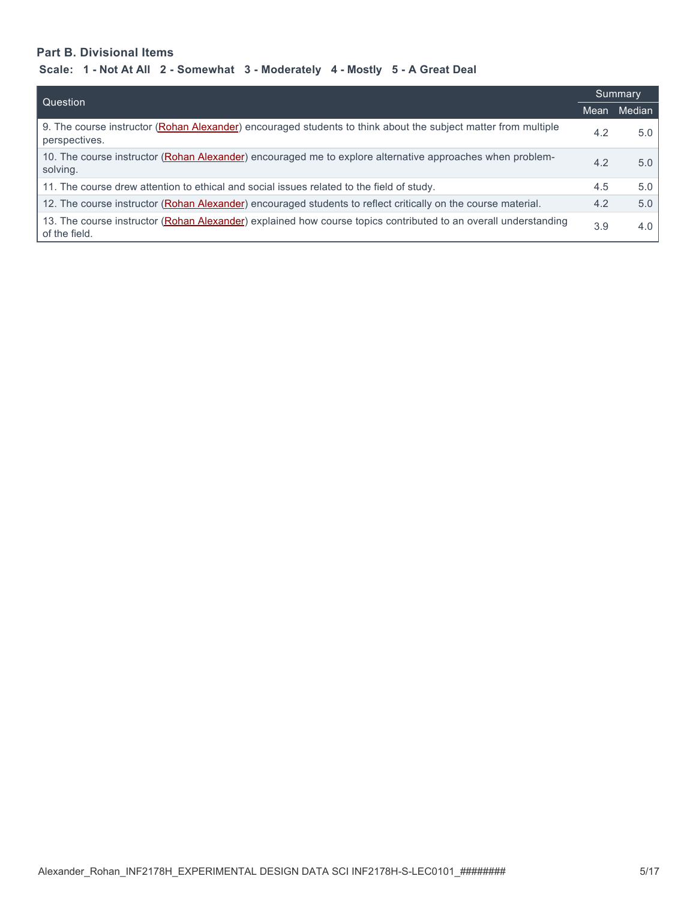### Part B. Divisional Items

**Scale: 1 - Not At All 2 - Somewhat 3 - Moderately 4 - Mostly 5 - A Great Deal**

| Question | Summary | |
|---|---|---|
| | Mean | Median |
| 9. The course instructor (Rohan Alexander) encouraged students to think about the subject matter from multiple perspectives. | 4.2 | 5.0 |
| 10. The course instructor (Rohan Alexander) encouraged me to explore alternative approaches when problem-solving. | 4.2 | 5.0 |
| 11. The course drew attention to ethical and social issues related to the field of study. | 4.5 | 5.0 |
| 12. The course instructor (Rohan Alexander) encouraged students to reflect critically on the course material. | 4.2 | 5.0 |
| 13. The course instructor (Rohan Alexander) explained how course topics contributed to an overall understanding of the field. | 3.9 | 4.0 |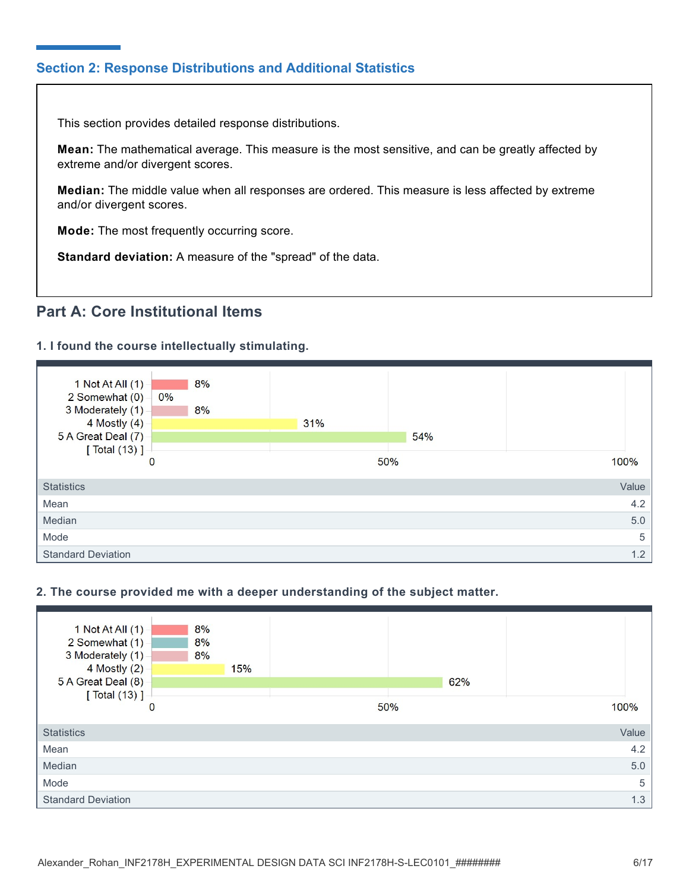## Section 2: Response Distributions and Additional Statistics

This section provides detailed response distributions.

**Mean:** The mathematical average. This measure is the most sensitive, and can be greatly affected by extreme and/or divergent scores.

**Median:** The middle value when all responses are ordered. This measure is less affected by extreme and/or divergent scores.

**Mode:** The most frequently occurring score.

**Standard deviation:** A measure of the "spread" of the data.

## Part A: Core Institutional Items

### 1. I found the course intellectually stimulating.

| Response | Percentage |
|---|---|
| 1 Not At All (1) | 8% |
| 2 Somewhat (0) | 0% |
| 3 Moderately (1) | 8% |
| 4 Mostly (4) | 31% |
| 5 A Great Deal (7) | 54% |
| [ Total (13) ] | |

| Statistics | Value |
|---|---|
| Mean | 4.2 |
| Median | 5.0 |
| Mode | 5 |
| Standard Deviation | 1.2 |

### 2. The course provided me with a deeper understanding of the subject matter.

| Response | Percentage |
|---|---|
| 1 Not At All (1) | 8% |
| 2 Somewhat (1) | 8% |
| 3 Moderately (1) | 8% |
| 4 Mostly (2) | 15% |
| 5 A Great Deal (8) | 62% |
| [ Total (13) ] | |

| Statistics | Value |
|---|---|
| Mean | 4.2 |
| Median | 5.0 |
| Mode | 5 |
| Standard Deviation | 1.3 |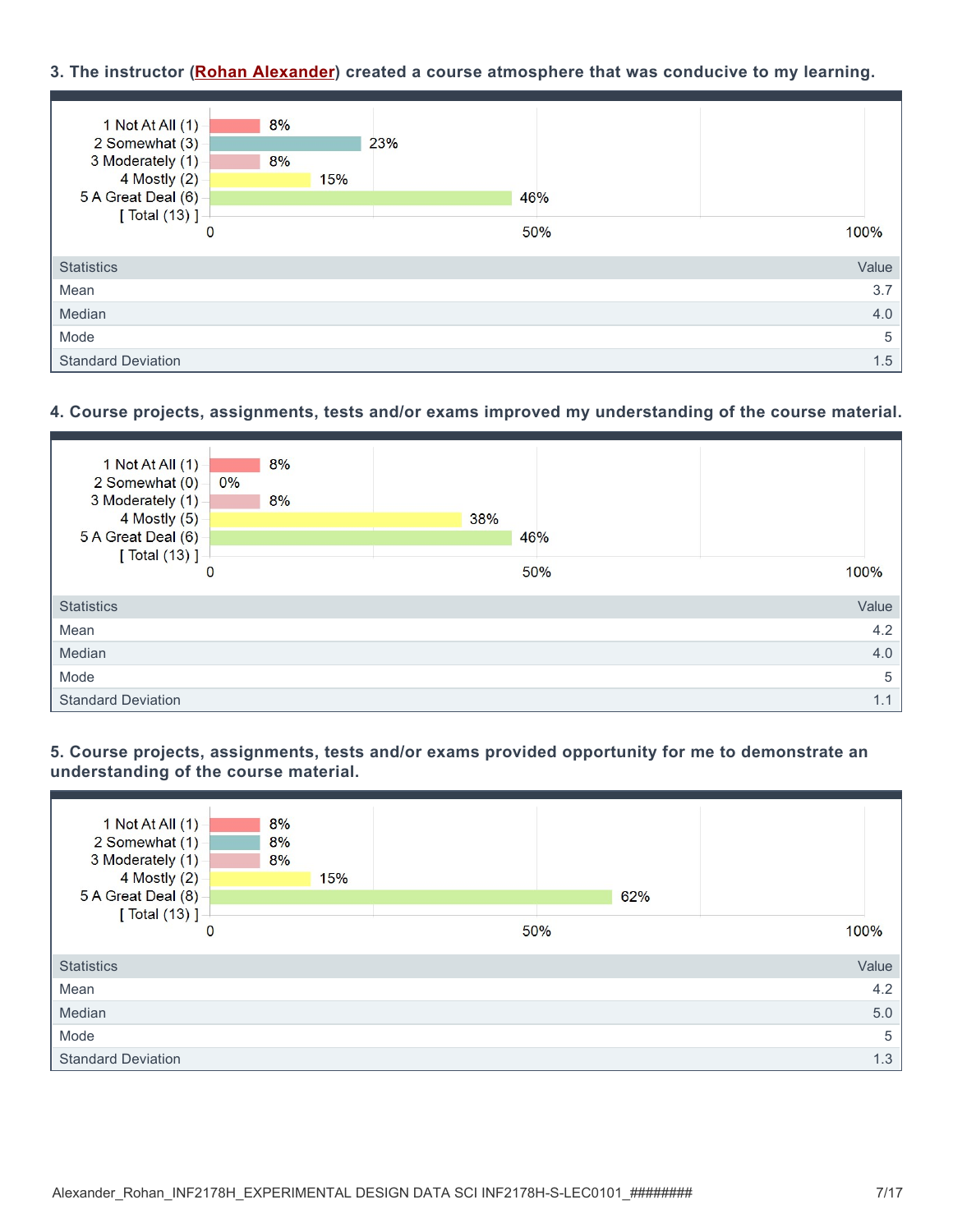### 3. The instructor (Rohan Alexander) created a course atmosphere that was conducive to my learning.

| Response | Percentage |
|---|---|
| 1 Not At All (1) | 8% |
| 2 Somewhat (3) | 23% |
| 3 Moderately (1) | 8% |
| 4 Mostly (2) | 15% |
| 5 A Great Deal (6) | 46% |
| [ Total (13) ] | |

| Statistics | Value |
|---|---|
| Mean | 3.7 |
| Median | 4.0 |
| Mode | 5 |
| Standard Deviation | 1.5 |

### 4. Course projects, assignments, tests and/or exams improved my understanding of the course material.

| Response | Percentage |
|---|---|
| 1 Not At All (1) | 8% |
| 2 Somewhat (0) | 0% |
| 3 Moderately (1) | 8% |
| 4 Mostly (5) | 38% |
| 5 A Great Deal (6) | 46% |
| [ Total (13) ] | |

| Statistics | Value |
|---|---|
| Mean | 4.2 |
| Median | 4.0 |
| Mode | 5 |
| Standard Deviation | 1.1 |

### 5. Course projects, assignments, tests and/or exams provided opportunity for me to demonstrate an understanding of the course material.

| Response | Percentage |
|---|---|
| 1 Not At All (1) | 8% |
| 2 Somewhat (1) | 8% |
| 3 Moderately (1) | 8% |
| 4 Mostly (2) | 15% |
| 5 A Great Deal (8) | 62% |
| [ Total (13) ] | |

| Statistics | Value |
|---|---|
| Mean | 4.2 |
| Median | 5.0 |
| Mode | 5 |
| Standard Deviation | 1.3 |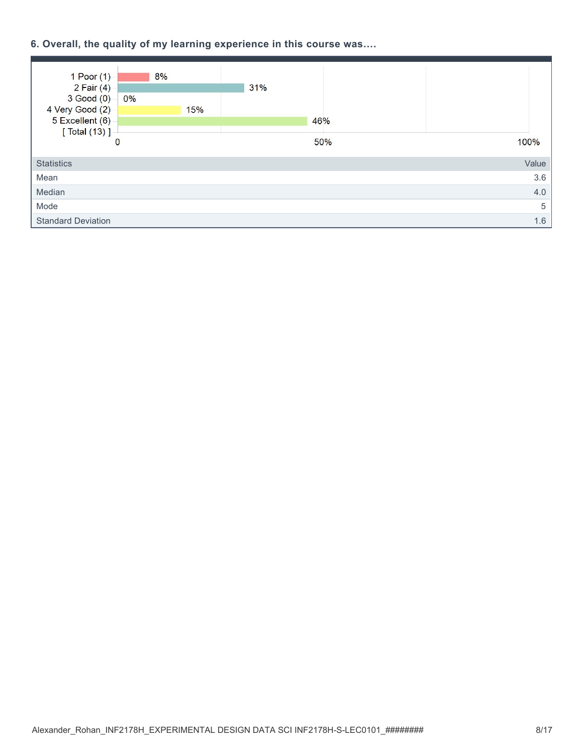### 6. Overall, the quality of my learning experience in this course was....

| Response | Percentage |
|---|---|
| 1 Poor (1) | 8% |
| 2 Fair (4) | 31% |
| 3 Good (0) | 0% |
| 4 Very Good (2) | 15% |
| 5 Excellent (6) | 46% |
| [ Total (13) ] | |

| Statistics | Value |
|---|---|
| Mean | 3.6 |
| Median | 4.0 |
| Mode | 5 |
| Standard Deviation | 1.6 |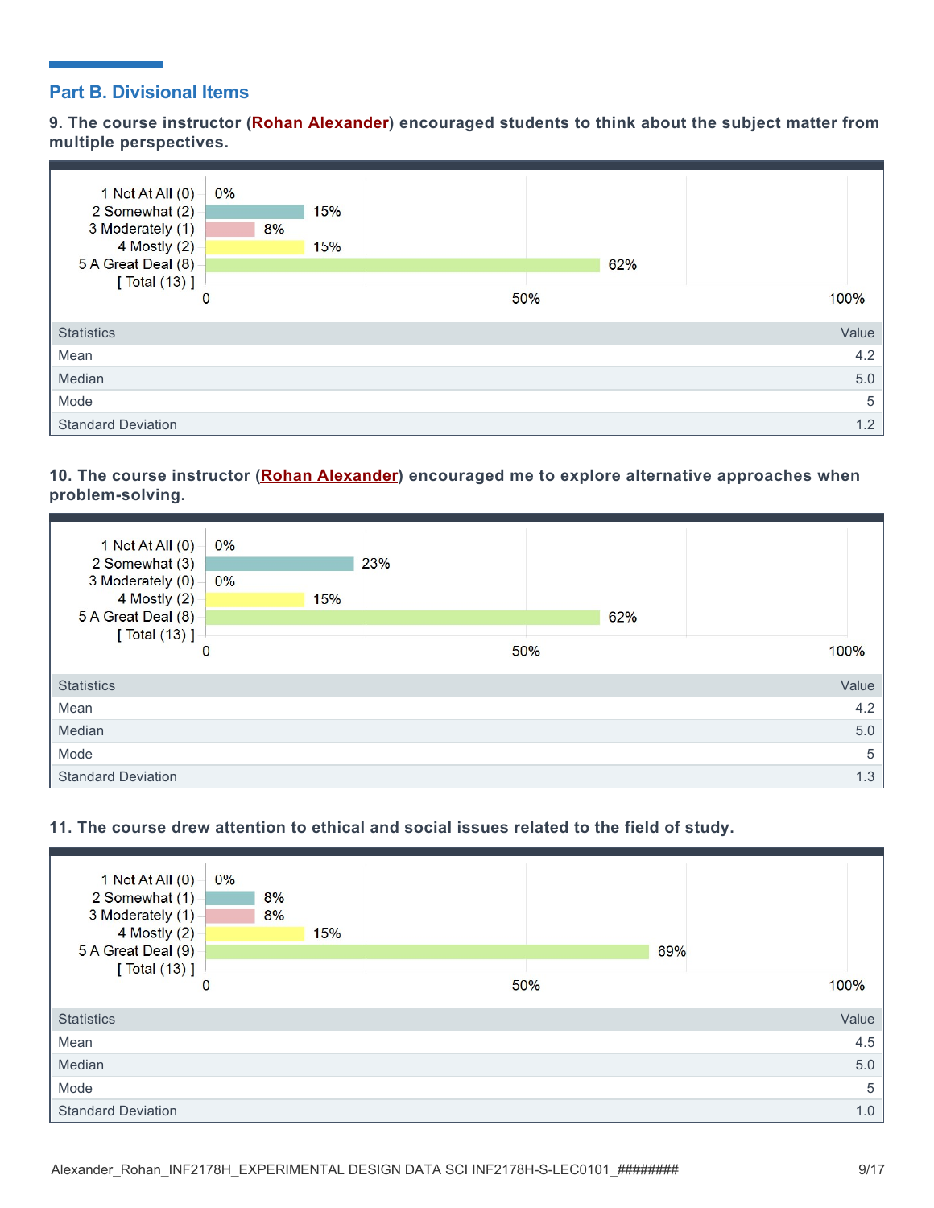## Part B. Divisional Items

**9. The course instructor (Rohan Alexander) encouraged students to think about the subject matter from multiple perspectives.**

| Response | Percentage |
|---|---|
| 1 Not At All (0) | 0% |
| 2 Somewhat (2) | 15% |
| 3 Moderately (1) | 8% |
| 4 Mostly (2) | 15% |
| 5 A Great Deal (8) | 62% |
| [ Total (13) ] | |

| Statistics | Value |
|---|---|
| Mean | 4.2 |
| Median | 5.0 |
| Mode | 5 |
| Standard Deviation | 1.2 |

**10. The course instructor (Rohan Alexander) encouraged me to explore alternative approaches when problem-solving.**

| Response | Percentage |
|---|---|
| 1 Not At All (0) | 0% |
| 2 Somewhat (3) | 23% |
| 3 Moderately (0) | 0% |
| 4 Mostly (2) | 15% |
| 5 A Great Deal (8) | 62% |
| [ Total (13) ] | |

| Statistics | Value |
|---|---|
| Mean | 4.2 |
| Median | 5.0 |
| Mode | 5 |
| Standard Deviation | 1.3 |

**11. The course drew attention to ethical and social issues related to the field of study.**

| Response | Percentage |
|---|---|
| 1 Not At All (0) | 0% |
| 2 Somewhat (1) | 8% |
| 3 Moderately (1) | 8% |
| 4 Mostly (2) | 15% |
| 5 A Great Deal (9) | 69% |
| [ Total (13) ] | |

| Statistics | Value |
|---|---|
| Mean | 4.5 |
| Median | 5.0 |
| Mode | 5 |
| Standard Deviation | 1.0 |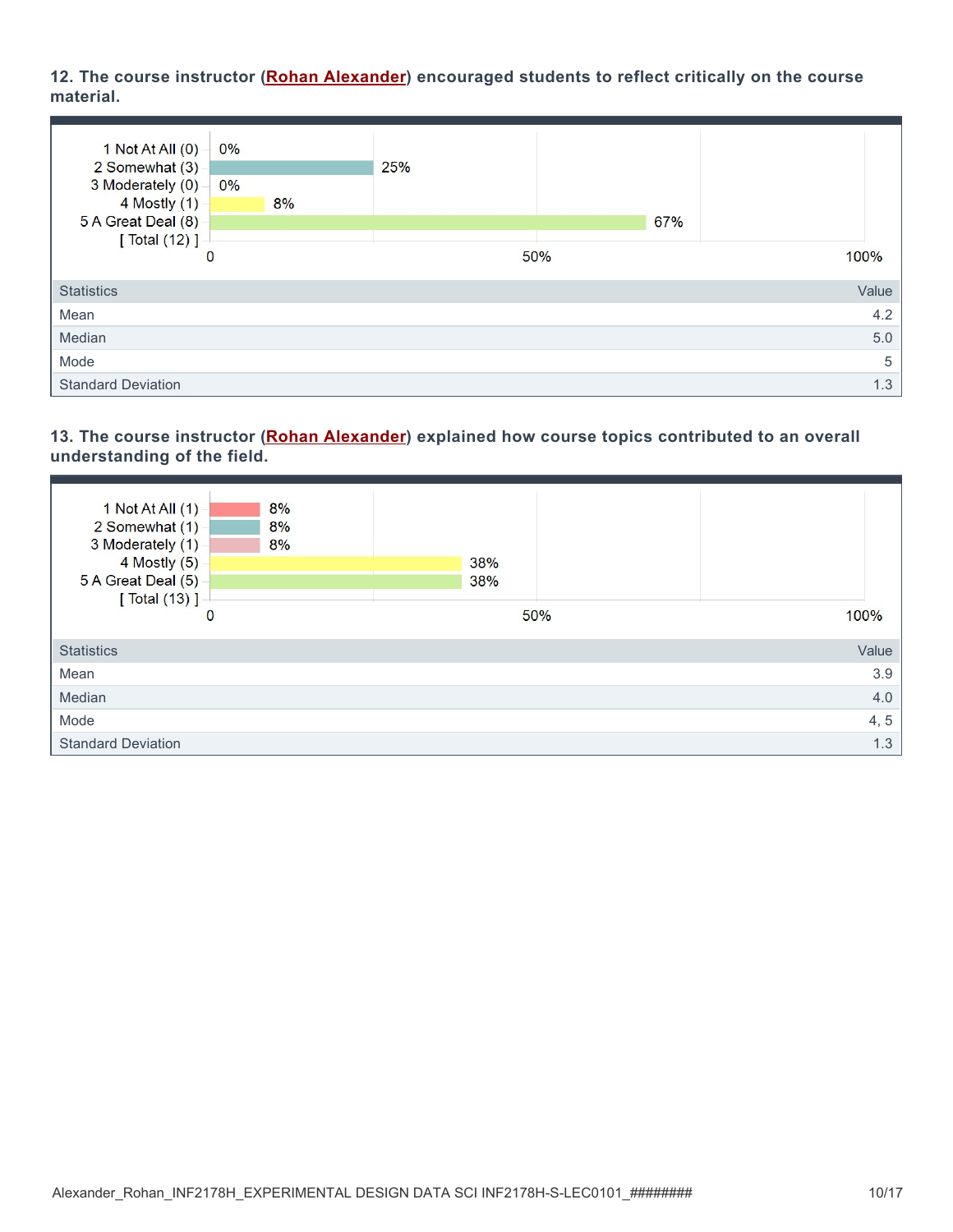### 12. The course instructor (Rohan Alexander) encouraged students to reflect critically on the course material.

| Response | Percentage |
|---|---|
| 1 Not At All (0) | 0% |
| 2 Somewhat (3) | 25% |
| 3 Moderately (0) | 0% |
| 4 Mostly (1) | 8% |
| 5 A Great Deal (8) | 67% |
| [ Total (12) ] | |

| Statistics | Value |
|---|---|
| Mean | 4.2 |
| Median | 5.0 |
| Mode | 5 |
| Standard Deviation | 1.3 |

### 13. The course instructor (Rohan Alexander) explained how course topics contributed to an overall understanding of the field.

| Response | Percentage |
|---|---|
| 1 Not At All (1) | 8% |
| 2 Somewhat (1) | 8% |
| 3 Moderately (1) | 8% |
| 4 Mostly (5) | 38% |
| 5 A Great Deal (5) | 38% |
| [ Total (13) ] | |

| Statistics | Value |
|---|---|
| Mean | 3.9 |
| Median | 4.0 |
| Mode | 4, 5 |
| Standard Deviation | 1.3 |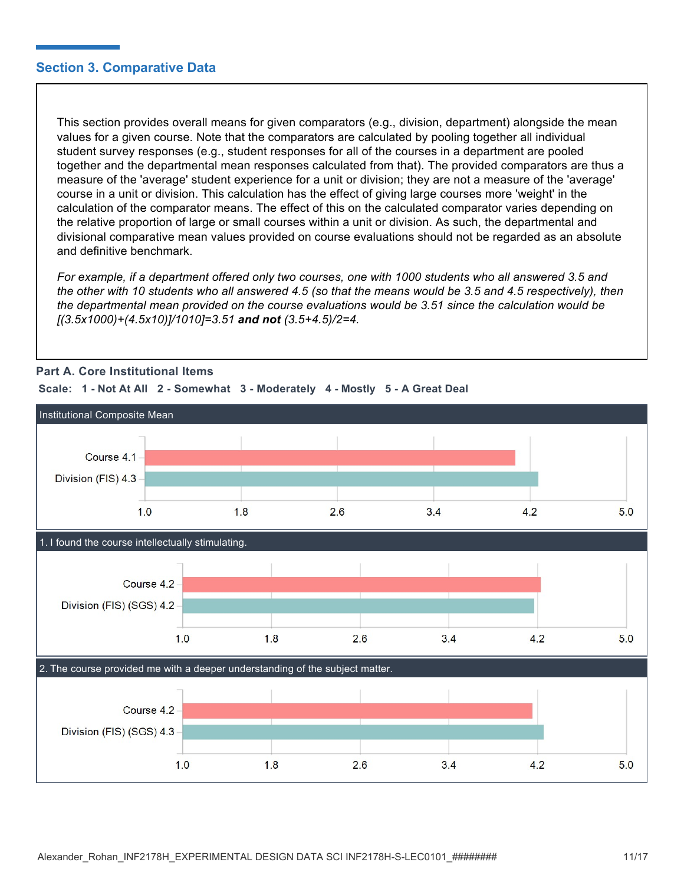## Section 3. Comparative Data

This section provides overall means for given comparators (e.g., division, department) alongside the mean values for a given course. Note that the comparators are calculated by pooling together all individual student survey responses (e.g., student responses for all of the courses in a department are pooled together and the departmental mean responses calculated from that). The provided comparators are thus a measure of the 'average' student experience for a unit or division; they are not a measure of the 'average' course in a unit or division. This calculation has the effect of giving large courses more 'weight' in the calculation of the comparator means. The effect of this on the calculated comparator varies depending on the relative proportion of large or small courses within a unit or division. As such, the departmental and divisional comparative mean values provided on course evaluations should not be regarded as an absolute and definitive benchmark.

*For example, if a department offered only two courses, one with 1000 students who all answered 3.5 and the other with 10 students who all answered 4.5 (so that the means would be 3.5 and 4.5 respectively), then the departmental mean provided on the course evaluations would be 3.51 since the calculation would be [(3.5x1000)+(4.5x10)]/1010]=3.51* ***and not*** *(3.5+4.5)/2=4.*

### Part A. Core Institutional Items

**Scale: 1 - Not At All 2 - Somewhat 3 - Moderately 4 - Mostly 5 - A Great Deal**

#### Institutional Composite Mean

| | Mean |
|---|---|
| Course | 4.1 |
| Division (FIS) | 4.3 |

#### 1. I found the course intellectually stimulating.

| | Mean |
|---|---|
| Course | 4.2 |
| Division (FIS) (SGS) | 4.2 |

#### 2. The course provided me with a deeper understanding of the subject matter.

| | Mean |
|---|---|
| Course | 4.2 |
| Division (FIS) (SGS) | 4.3 |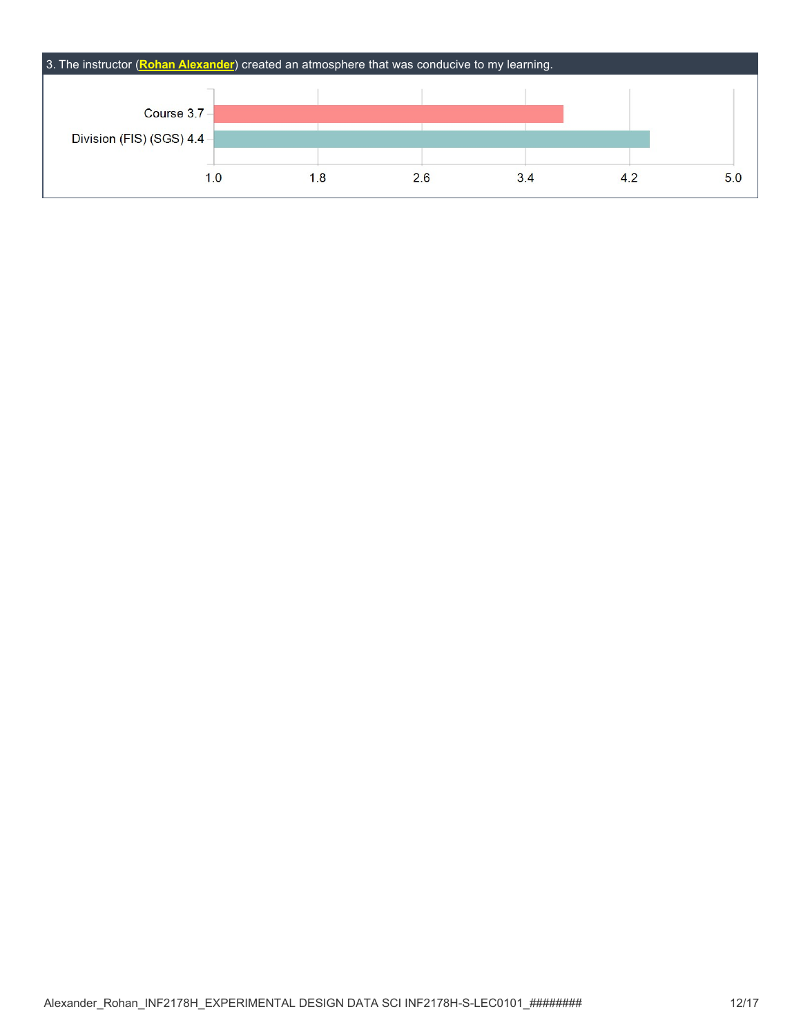### 3. The instructor (**Rohan Alexander**) created an atmosphere that was conducive to my learning.

| | Score |
|---|---|
| Course | 3.7 |
| Division (FIS) (SGS) | 4.4 |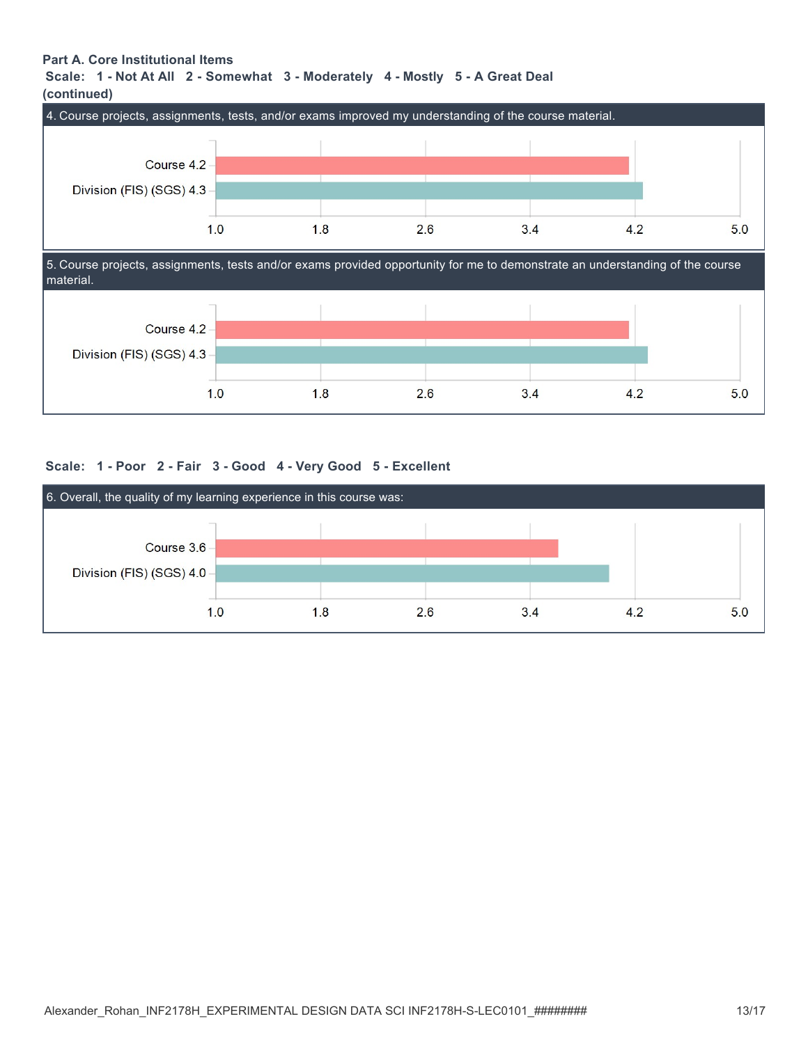**Part A. Core Institutional Items**

**Scale: 1 - Not At All 2 - Somewhat 3 - Moderately 4 - Mostly 5 - A Great Deal**

**(continued)**

### 4. Course projects, assignments, tests, and/or exams improved my understanding of the course material.

| | Mean |
|---|---|
| Course | 4.2 |
| Division (FIS) (SGS) | 4.3 |

### 5. Course projects, assignments, tests and/or exams provided opportunity for me to demonstrate an understanding of the course material.

| | Mean |
|---|---|
| Course | 4.2 |
| Division (FIS) (SGS) | 4.3 |

**Scale: 1 - Poor 2 - Fair 3 - Good 4 - Very Good 5 - Excellent**

### 6. Overall, the quality of my learning experience in this course was:

| | Mean |
|---|---|
| Course | 3.6 |
| Division (FIS) (SGS) | 4.0 |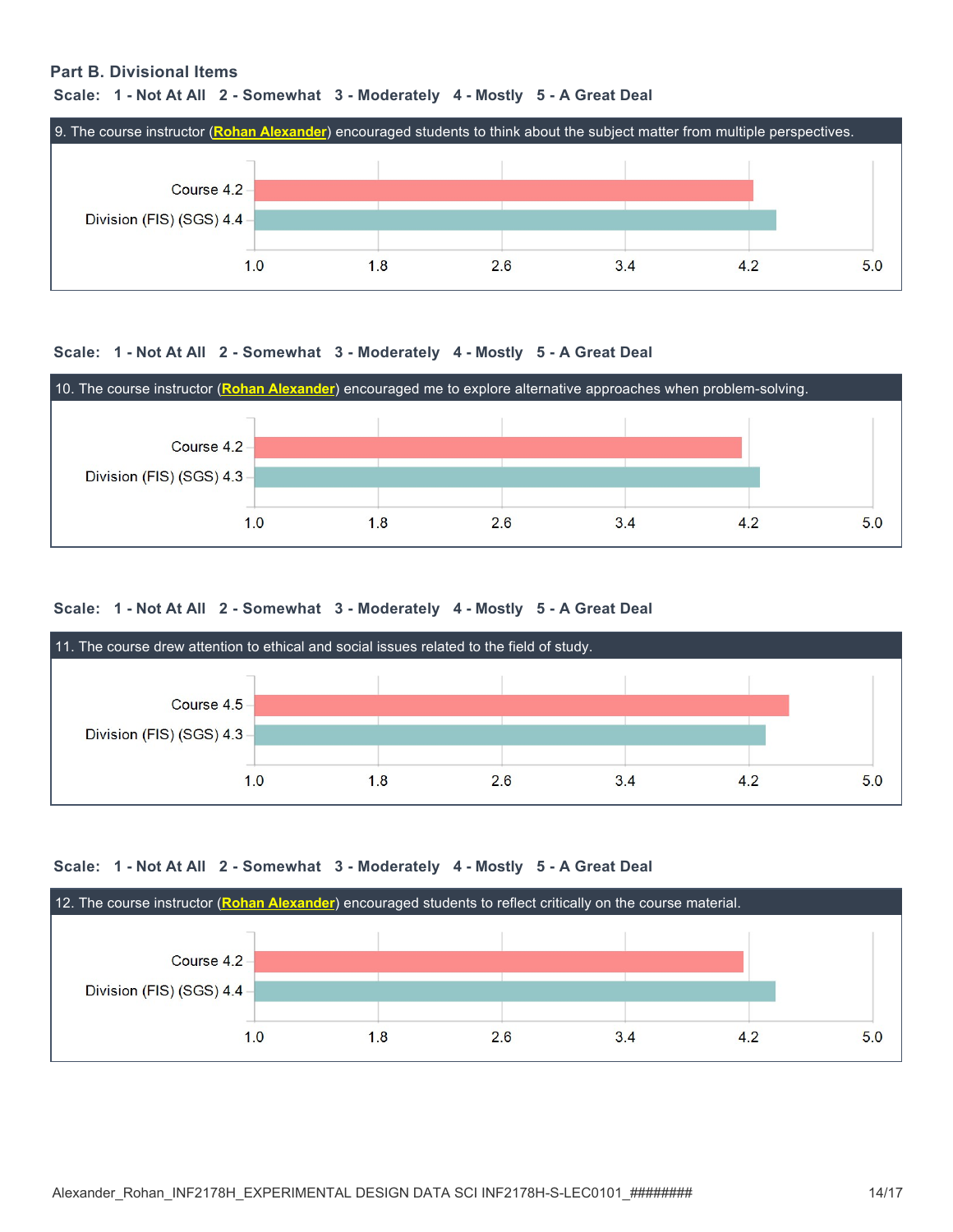## Part B. Divisional Items

**Scale: 1 - Not At All 2 - Somewhat 3 - Moderately 4 - Mostly 5 - A Great Deal**

**9. The course instructor (Rohan Alexander) encouraged students to think about the subject matter from multiple perspectives.**

| | Mean |
|---|---|
| Course | 4.2 |
| Division (FIS) (SGS) | 4.4 |

**Scale: 1 - Not At All 2 - Somewhat 3 - Moderately 4 - Mostly 5 - A Great Deal**

**10. The course instructor (Rohan Alexander) encouraged me to explore alternative approaches when problem-solving.**

| | Mean |
|---|---|
| Course | 4.2 |
| Division (FIS) (SGS) | 4.3 |

**Scale: 1 - Not At All 2 - Somewhat 3 - Moderately 4 - Mostly 5 - A Great Deal**

**11. The course drew attention to ethical and social issues related to the field of study.**

| | Mean |
|---|---|
| Course | 4.5 |
| Division (FIS) (SGS) | 4.3 |

**Scale: 1 - Not At All 2 - Somewhat 3 - Moderately 4 - Mostly 5 - A Great Deal**

**12. The course instructor (Rohan Alexander) encouraged students to reflect critically on the course material.**

| | Mean |
|---|---|
| Course | 4.2 |
| Division (FIS) (SGS) | 4.4 |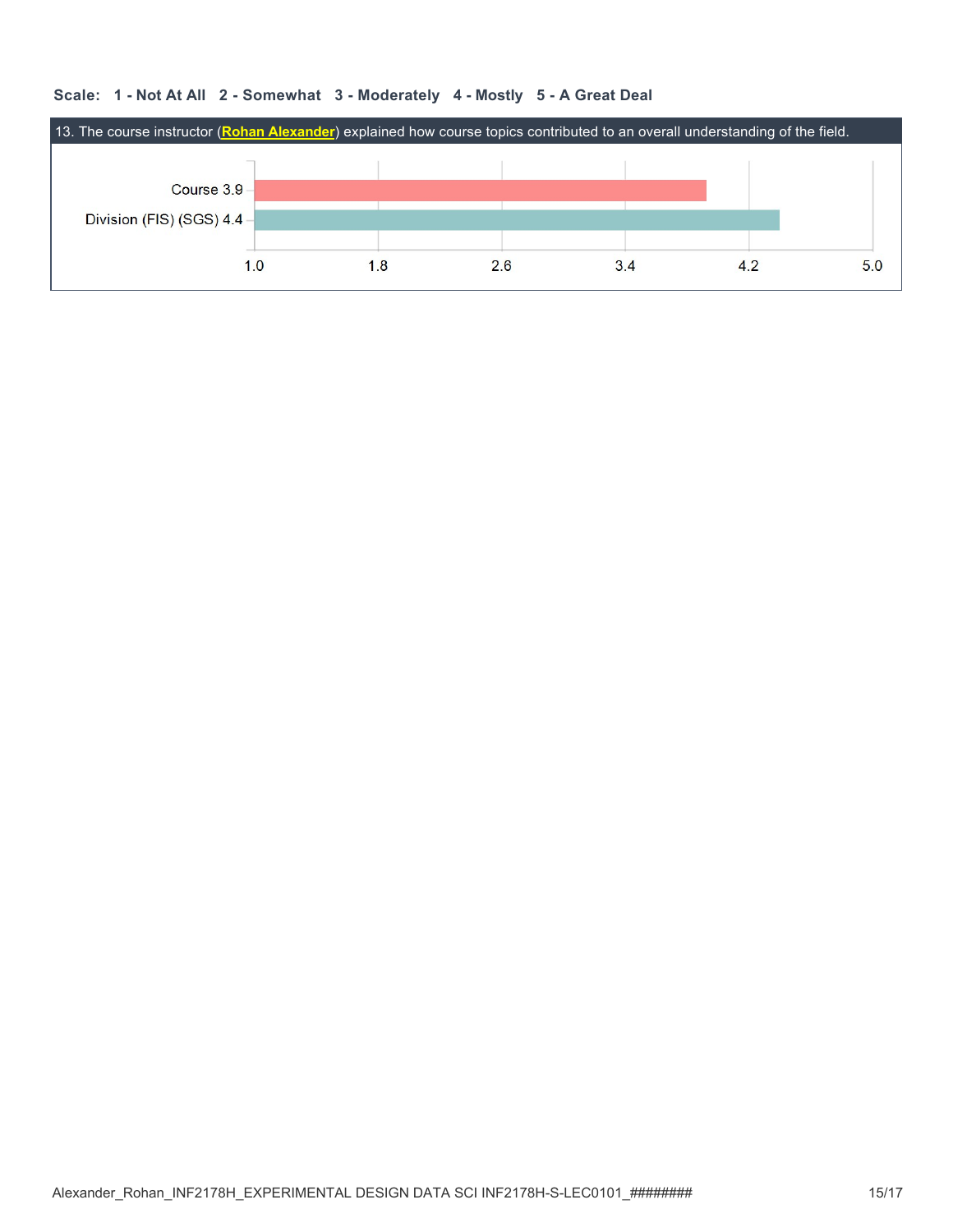**Scale: 1 - Not At All 2 - Somewhat 3 - Moderately 4 - Mostly 5 - A Great Deal**

**13. The course instructor (Rohan Alexander) explained how course topics contributed to an overall understanding of the field.**

| | Mean |
|---|---|
| Course | 3.9 |
| Division (FIS) (SGS) | 4.4 |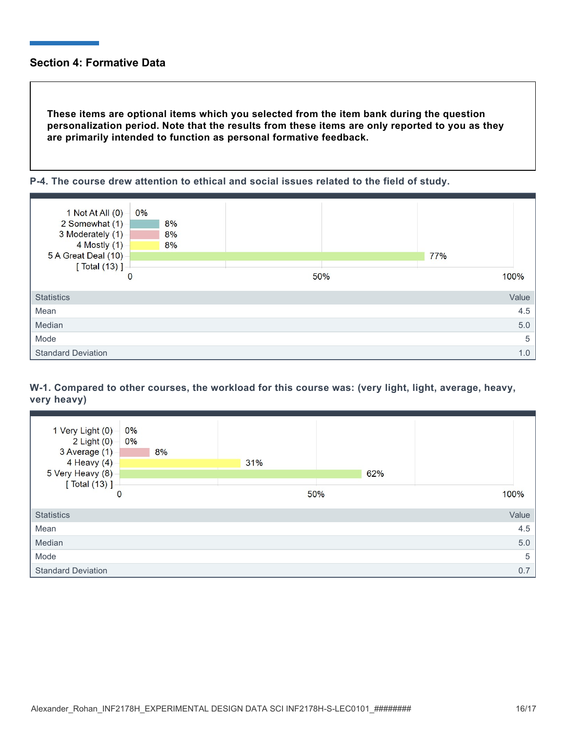## Section 4: Formative Data

**These items are optional items which you selected from the item bank during the question personalization period. Note that the results from these items are only reported to you as they are primarily intended to function as personal formative feedback.**

### P-4. The course drew attention to ethical and social issues related to the field of study.

| Response | Percentage |
|---|---|
| 1 Not At All (0) | 0% |
| 2 Somewhat (1) | 8% |
| 3 Moderately (1) | 8% |
| 4 Mostly (1) | 8% |
| 5 A Great Deal (10) | 77% |
| [ Total (13) ] | |

| Statistics | Value |
|---|---|
| Mean | 4.5 |
| Median | 5.0 |
| Mode | 5 |
| Standard Deviation | 1.0 |

### W-1. Compared to other courses, the workload for this course was: (very light, light, average, heavy, very heavy)

| Response | Percentage |
|---|---|
| 1 Very Light (0) | 0% |
| 2 Light (0) | 0% |
| 3 Average (1) | 8% |
| 4 Heavy (4) | 31% |
| 5 Very Heavy (8) | 62% |
| [ Total (13) ] | |

| Statistics | Value |
|---|---|
| Mean | 4.5 |
| Median | 5.0 |
| Mode | 5 |
| Standard Deviation | 0.7 |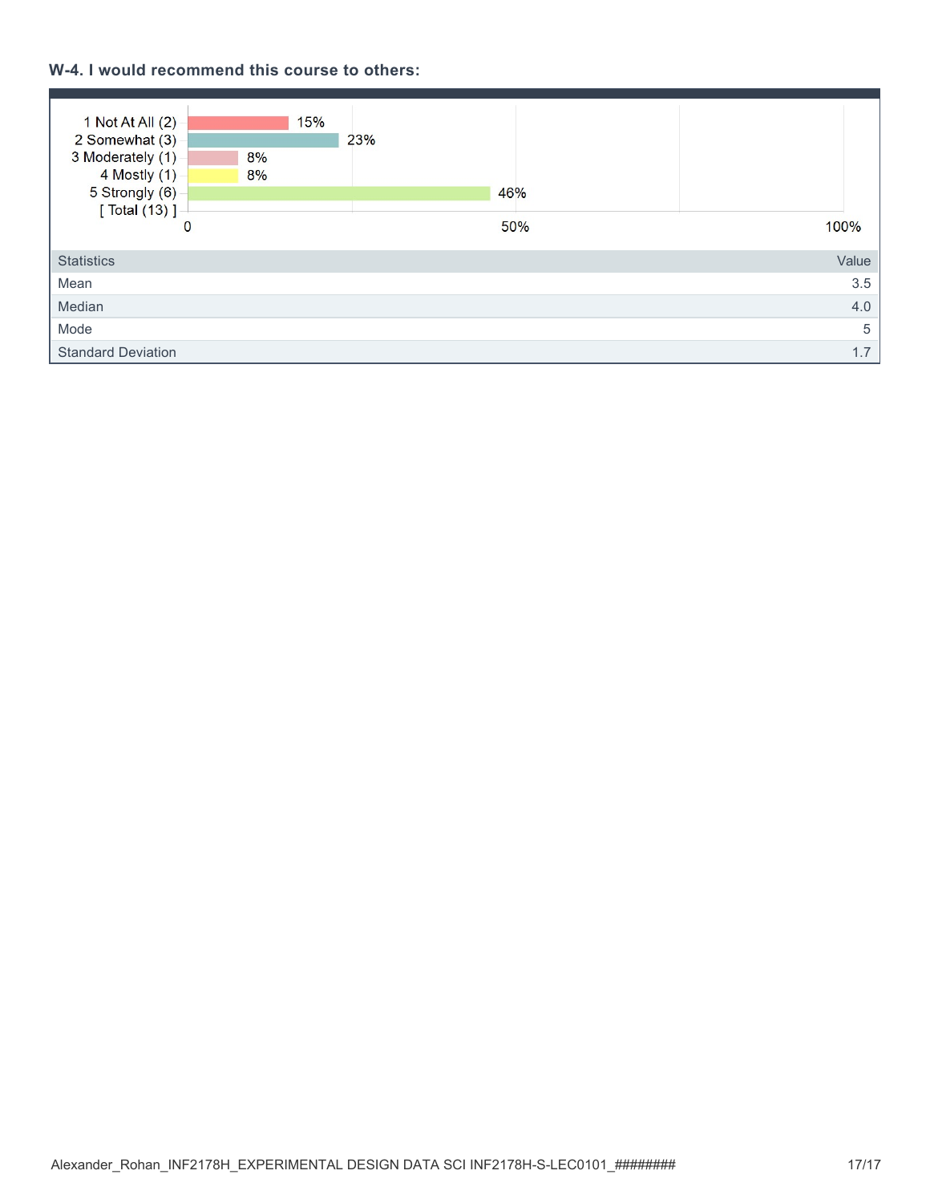### W-4. I would recommend this course to others:

1 Not At All (2) 15%
2 Somewhat (3) 23%
3 Moderately (1) 8%
4 Mostly (1) 8%
5 Strongly (6) 46%
[ Total (13) ]

0
50%
100%

| Statistics | Value |
|---|---|
| Mean | 3.5 |
| Median | 4.0 |
| Mode | 5 |
| Standard Deviation | 1.7 |